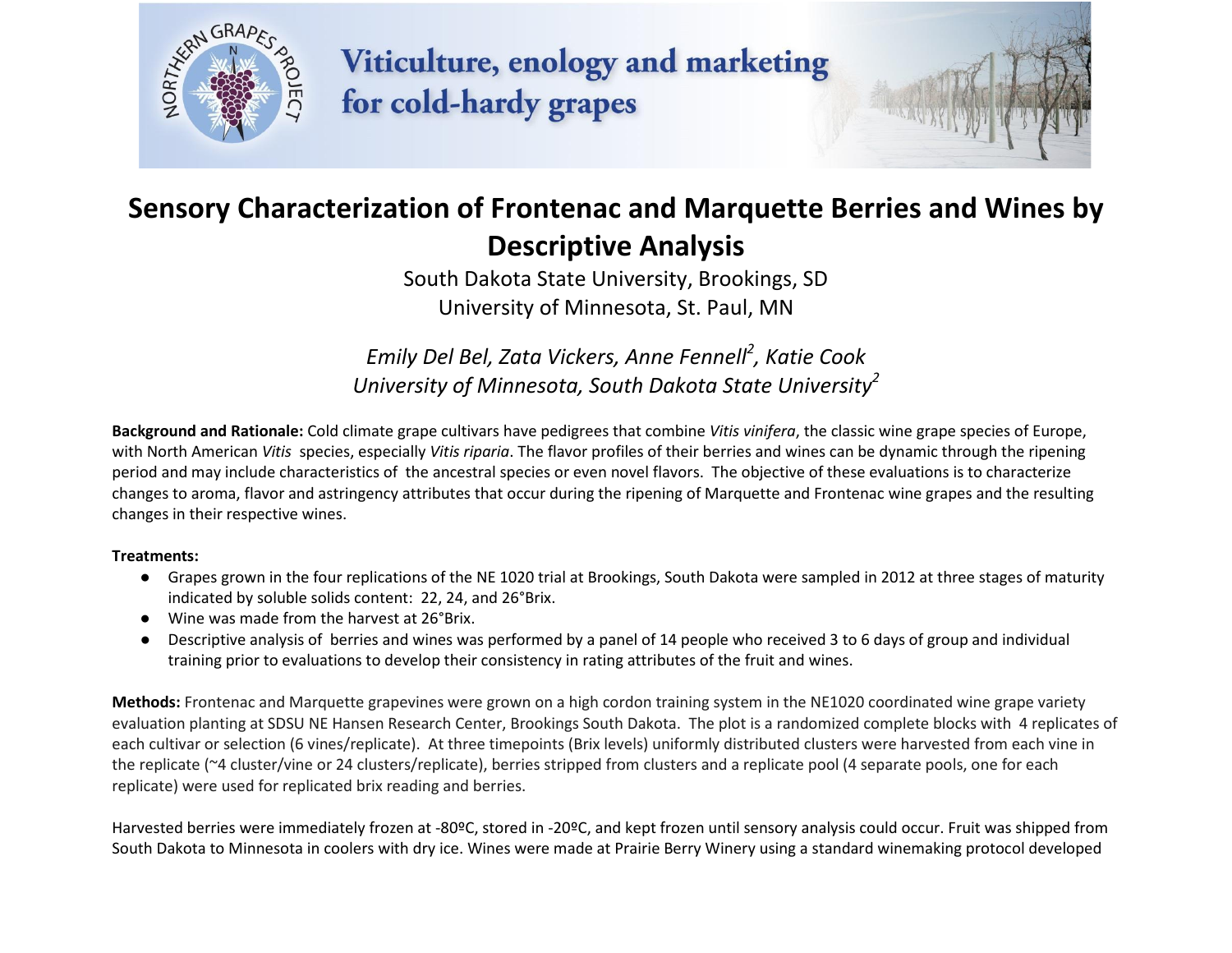Viticulture, enology and marketing for cold-hardy grapes

# Sensory Characterization of Frontenac and Marquette Berries and Wines by Descriptive Analysis

South Dakota State University, Brookings, SD
University of Minnesota, St. Paul, MN

*Emily Del Bel, Zata Vickers, Anne Fennell[2], Katie Cook*
*University of Minnesota, South Dakota State University[2]*

**Background and Rationale:** Cold climate grape cultivars have pedigrees that combine *Vitis vinifera*, the classic wine grape species of Europe, with North American *Vitis* species, especially *Vitis riparia*. The flavor profiles of their berries and wines can be dynamic through the ripening period and may include characteristics of the ancestral species or even novel flavors. The objective of these evaluations is to characterize changes to aroma, flavor and astringency attributes that occur during the ripening of Marquette and Frontenac wine grapes and the resulting changes in their respective wines.

**Treatments:**

- Grapes grown in the four replications of the NE 1020 trial at Brookings, South Dakota were sampled in 2012 at three stages of maturity indicated by soluble solids content: 22, 24, and 26°Brix.
- Wine was made from the harvest at 26°Brix.
- Descriptive analysis of berries and wines was performed by a panel of 14 people who received 3 to 6 days of group and individual training prior to evaluations to develop their consistency in rating attributes of the fruit and wines.

**Methods:** Frontenac and Marquette grapevines were grown on a high cordon training system in the NE1020 coordinated wine grape variety evaluation planting at SDSU NE Hansen Research Center, Brookings South Dakota. The plot is a randomized complete blocks with 4 replicates of each cultivar or selection (6 vines/replicate). At three timepoints (Brix levels) uniformly distributed clusters were harvested from each vine in the replicate (~4 cluster/vine or 24 clusters/replicate), berries stripped from clusters and a replicate pool (4 separate pools, one for each replicate) were used for replicated brix reading and berries.

Harvested berries were immediately frozen at -80ºC, stored in -20ºC, and kept frozen until sensory analysis could occur. Fruit was shipped from South Dakota to Minnesota in coolers with dry ice. Wines were made at Prairie Berry Winery using a standard winemaking protocol developed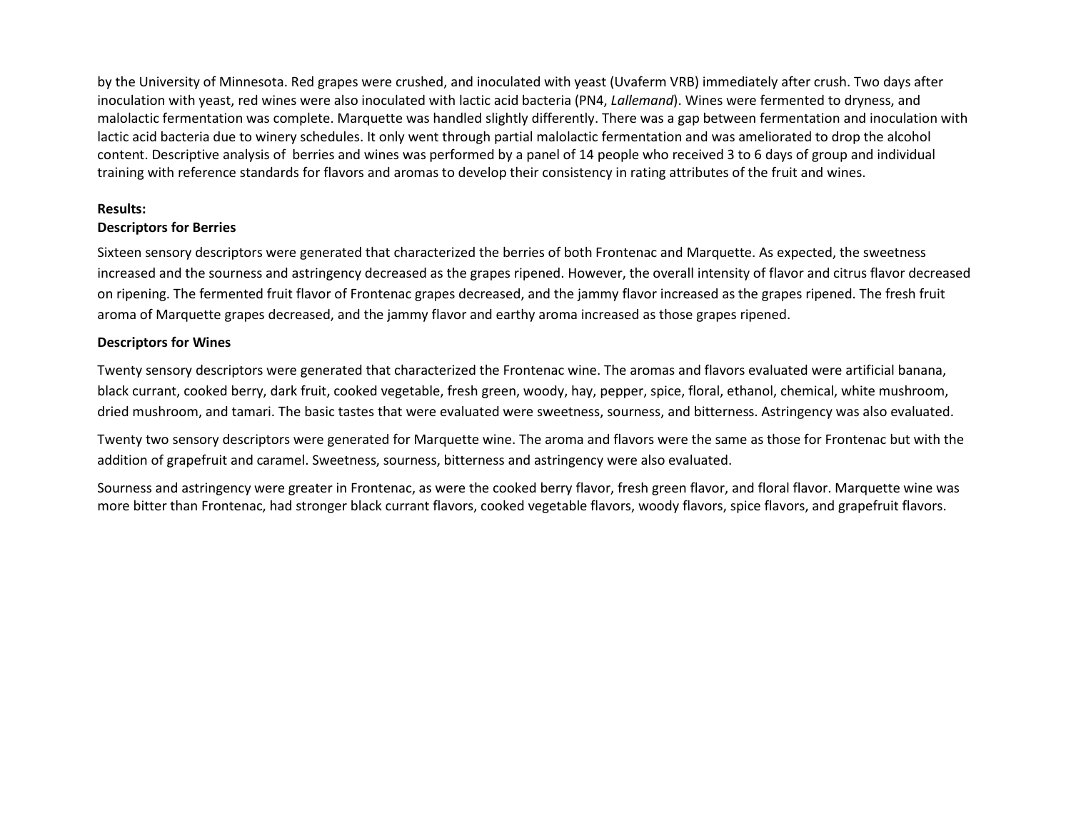by the University of Minnesota. Red grapes were crushed, and inoculated with yeast (Uvaferm VRB) immediately after crush. Two days after inoculation with yeast, red wines were also inoculated with lactic acid bacteria (PN4, *Lallemand*). Wines were fermented to dryness, and malolactic fermentation was complete. Marquette was handled slightly differently. There was a gap between fermentation and inoculation with lactic acid bacteria due to winery schedules. It only went through partial malolactic fermentation and was ameliorated to drop the alcohol content. Descriptive analysis of berries and wines was performed by a panel of 14 people who received 3 to 6 days of group and individual training with reference standards for flavors and aromas to develop their consistency in rating attributes of the fruit and wines.

**Results:**

**Descriptors for Berries**

Sixteen sensory descriptors were generated that characterized the berries of both Frontenac and Marquette. As expected, the sweetness increased and the sourness and astringency decreased as the grapes ripened. However, the overall intensity of flavor and citrus flavor decreased on ripening. The fermented fruit flavor of Frontenac grapes decreased, and the jammy flavor increased as the grapes ripened. The fresh fruit aroma of Marquette grapes decreased, and the jammy flavor and earthy aroma increased as those grapes ripened.

**Descriptors for Wines**

Twenty sensory descriptors were generated that characterized the Frontenac wine. The aromas and flavors evaluated were artificial banana, black currant, cooked berry, dark fruit, cooked vegetable, fresh green, woody, hay, pepper, spice, floral, ethanol, chemical, white mushroom, dried mushroom, and tamari. The basic tastes that were evaluated were sweetness, sourness, and bitterness. Astringency was also evaluated.

Twenty two sensory descriptors were generated for Marquette wine. The aroma and flavors were the same as those for Frontenac but with the addition of grapefruit and caramel. Sweetness, sourness, bitterness and astringency were also evaluated.

Sourness and astringency were greater in Frontenac, as were the cooked berry flavor, fresh green flavor, and floral flavor. Marquette wine was more bitter than Frontenac, had stronger black currant flavors, cooked vegetable flavors, woody flavors, spice flavors, and grapefruit flavors.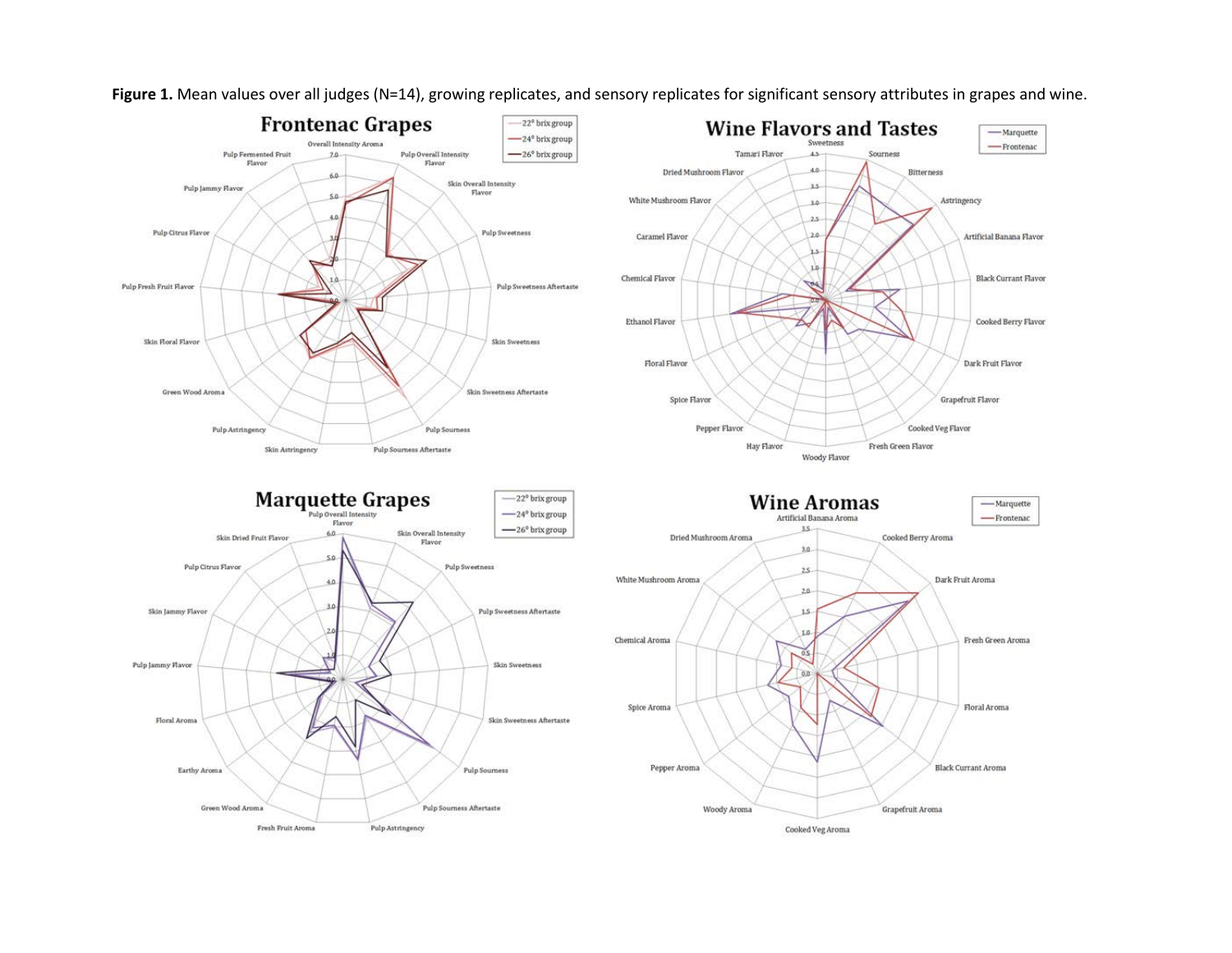**Figure 1.** Mean values over all judges (N=14), growing replicates, and sensory replicates for significant sensory attributes in grapes and wine.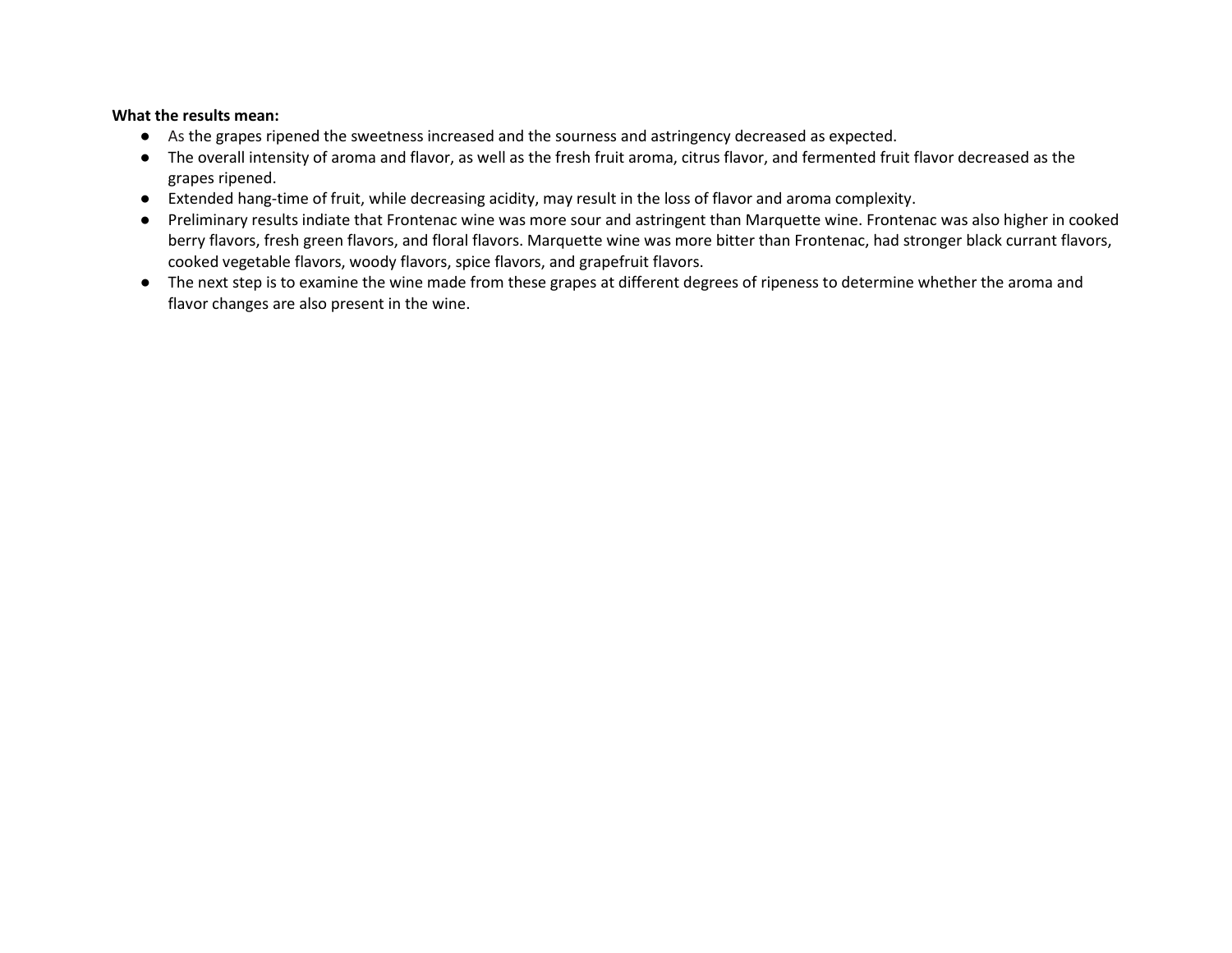**What the results mean:**

- As the grapes ripened the sweetness increased and the sourness and astringency decreased as expected.
- The overall intensity of aroma and flavor, as well as the fresh fruit aroma, citrus flavor, and fermented fruit flavor decreased as the grapes ripened.
- Extended hang-time of fruit, while decreasing acidity, may result in the loss of flavor and aroma complexity.
- Preliminary results indiate that Frontenac wine was more sour and astringent than Marquette wine. Frontenac was also higher in cooked berry flavors, fresh green flavors, and floral flavors. Marquette wine was more bitter than Frontenac, had stronger black currant flavors, cooked vegetable flavors, woody flavors, spice flavors, and grapefruit flavors.
- The next step is to examine the wine made from these grapes at different degrees of ripeness to determine whether the aroma and flavor changes are also present in the wine.